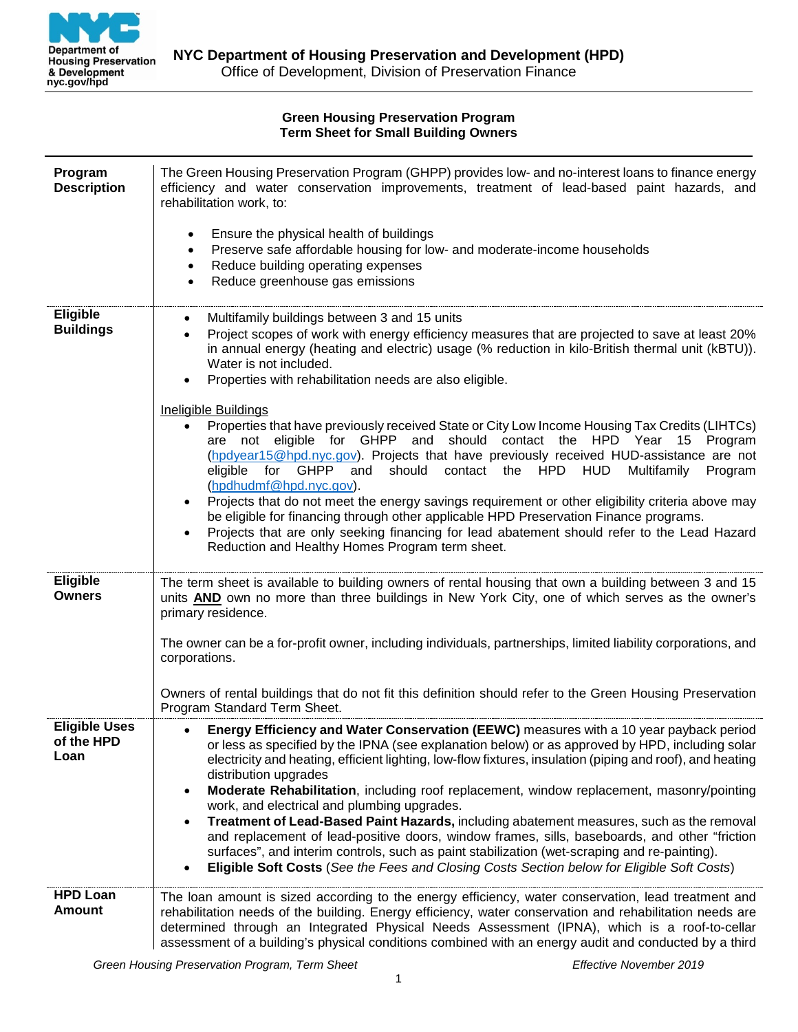NYC Department of Housing Preservation and Development (HPD)
Office of Development, Division of Preservation Finance

# Green Housing Preservation Program
## Term Sheet for Small Building Owners

**Program Description**

The Green Housing Preservation Program (GHPP) provides low- and no-interest loans to finance energy efficiency and water conservation improvements, treatment of lead-based paint hazards, and rehabilitation work, to:

- Ensure the physical health of buildings
- Preserve safe affordable housing for low- and moderate-income households
- Reduce building operating expenses
- Reduce greenhouse gas emissions

**Eligible Buildings**

- Multifamily buildings between 3 and 15 units
- Project scopes of work with energy efficiency measures that are projected to save at least 20% in annual energy (heating and electric) usage (% reduction in kilo-British thermal unit (kBTU)). Water is not included.
- Properties with rehabilitation needs are also eligible.

Ineligible Buildings

- Properties that have previously received State or City Low Income Housing Tax Credits (LIHTCs) are not eligible for GHPP and should contact the HPD Year 15 Program (hpdyear15@hpd.nyc.gov). Projects that have previously received HUD-assistance are not eligible for GHPP and should contact the HPD HUD Multifamily Program (hpdhudmf@hpd.nyc.gov).
- Projects that do not meet the energy savings requirement or other eligibility criteria above may be eligible for financing through other applicable HPD Preservation Finance programs.
- Projects that are only seeking financing for lead abatement should refer to the Lead Hazard Reduction and Healthy Homes Program term sheet.

**Eligible Owners**

The term sheet is available to building owners of rental housing that own a building between 3 and 15 units **AND** own no more than three buildings in New York City, one of which serves as the owner's primary residence.

The owner can be a for-profit owner, including individuals, partnerships, limited liability corporations, and corporations.

Owners of rental buildings that do not fit this definition should refer to the Green Housing Preservation Program Standard Term Sheet.

**Eligible Uses of the HPD Loan**

- **Energy Efficiency and Water Conservation (EEWC)** measures with a 10 year payback period or less as specified by the IPNA (see explanation below) or as approved by HPD, including solar electricity and heating, efficient lighting, low-flow fixtures, insulation (piping and roof), and heating distribution upgrades
- **Moderate Rehabilitation**, including roof replacement, window replacement, masonry/pointing work, and electrical and plumbing upgrades.
- **Treatment of Lead-Based Paint Hazards,** including abatement measures, such as the removal and replacement of lead-positive doors, window frames, sills, baseboards, and other "friction surfaces", and interim controls, such as paint stabilization (wet-scraping and re-painting).
- **Eligible Soft Costs** (*See the Fees and Closing Costs Section below for Eligible Soft Costs*)

**HPD Loan Amount**

The loan amount is sized according to the energy efficiency, water conservation, lead treatment and rehabilitation needs of the building. Energy efficiency, water conservation and rehabilitation needs are determined through an Integrated Physical Needs Assessment (IPNA), which is a roof-to-cellar assessment of a building's physical conditions combined with an energy audit and conducted by a third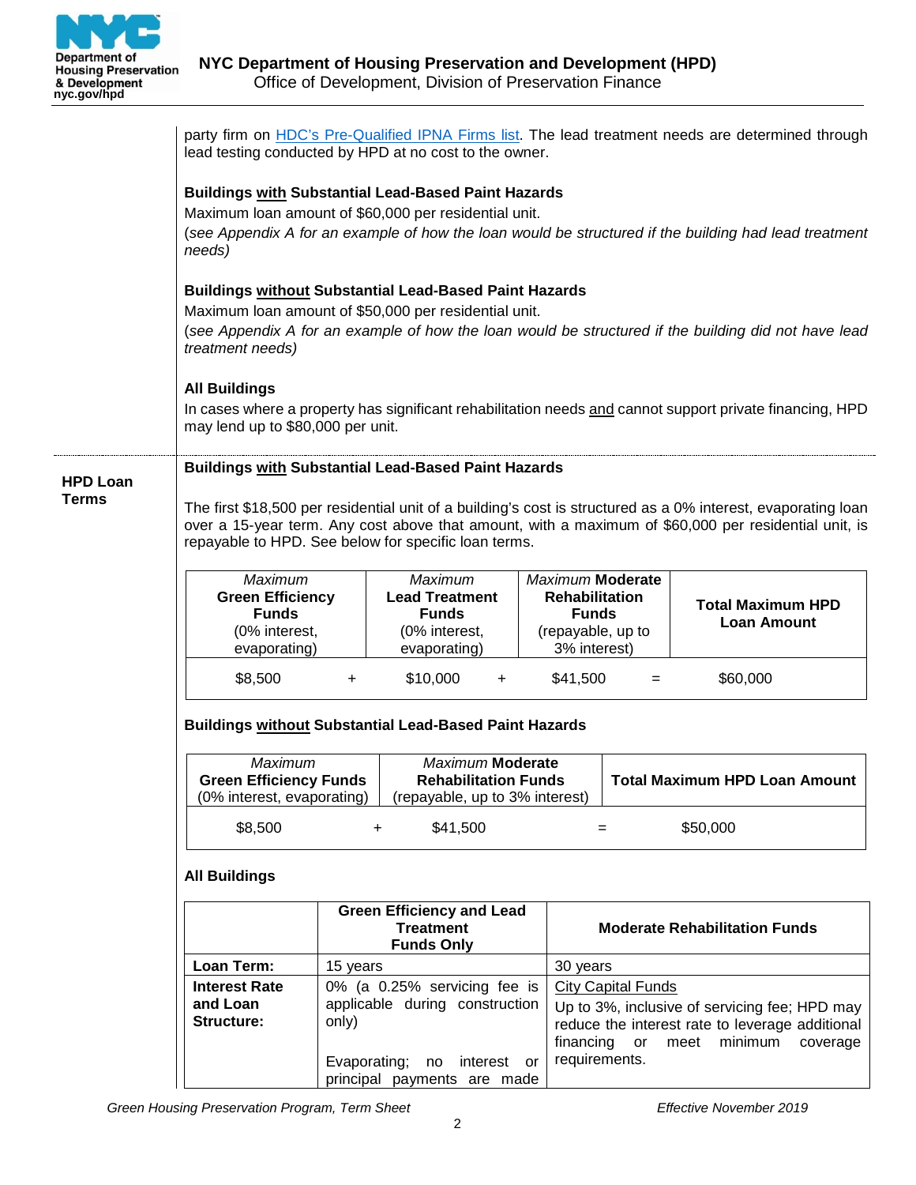party firm on [HDC's Pre-Qualified IPNA Firms list](). The lead treatment needs are determined through lead testing conducted by HPD at no cost to the owner.

**Buildings <u>with</u> Substantial Lead-Based Paint Hazards**

Maximum loan amount of $60,000 per residential unit.

(*see Appendix A for an example of how the loan would be structured if the building had lead treatment needs)*

**Buildings <u>without</u> Substantial Lead-Based Paint Hazards**

Maximum loan amount of $50,000 per residential unit.

(*see Appendix A for an example of how the loan would be structured if the building did not have lead treatment needs)*

**All Buildings**

In cases where a property has significant rehabilitation needs <u>and</u> cannot support private financing, HPD may lend up to $80,000 per unit.

## HPD Loan Terms

**Buildings <u>with</u> Substantial Lead-Based Paint Hazards**

The first $18,500 per residential unit of a building's cost is structured as a 0% interest, evaporating loan over a 15-year term. Any cost above that amount, with a maximum of $60,000 per residential unit, is repayable to HPD. See below for specific loan terms.

| *Maximum* **Green Efficiency Funds** (0% interest, evaporating) | | *Maximum* **Lead Treatment Funds** (0% interest, evaporating) | | *Maximum* **Moderate Rehabilitation Funds** (repayable, up to 3% interest) | | **Total Maximum HPD Loan Amount** |
|---|---|---|---|---|---|---|
| $8,500 | + | $10,000 | + | $41,500 | = | $60,000 |

**Buildings <u>without</u> Substantial Lead-Based Paint Hazards**

| *Maximum* **Green Efficiency Funds** (0% interest, evaporating) | | *Maximum* **Moderate Rehabilitation Funds** (repayable, up to 3% interest) | | **Total Maximum HPD Loan Amount** |
|---|---|---|---|---|
| $8,500 | + | $41,500 | = | $50,000 |

**All Buildings**

| | **Green Efficiency and Lead Treatment Funds Only** | **Moderate Rehabilitation Funds** |
|---|---|---|
| **Loan Term:** | 15 years | 30 years |
| **Interest Rate and Loan Structure:** | 0% (a 0.25% servicing fee is applicable during construction only)<br><br>Evaporating; no interest or principal payments are made | <u>City Capital Funds</u><br>Up to 3%, inclusive of servicing fee; HPD may reduce the interest rate to leverage additional financing or meet minimum coverage requirements. |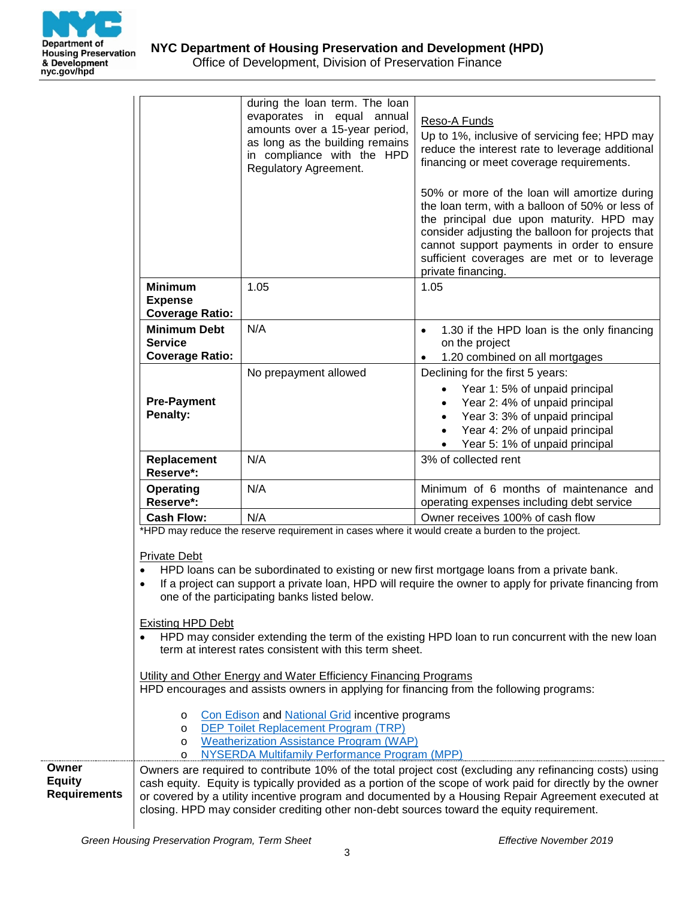| | | |
|---|---|---|
| | during the loan term. The loan evaporates in equal annual amounts over a 15-year period, as long as the building remains in compliance with the HPD Regulatory Agreement. | Reso-A Funds<br>Up to 1%, inclusive of servicing fee; HPD may reduce the interest rate to leverage additional financing or meet coverage requirements.<br><br>50% or more of the loan will amortize during the loan term, with a balloon of 50% or less of the principal due upon maturity. HPD may consider adjusting the balloon for projects that cannot support payments in order to ensure sufficient coverages are met or to leverage private financing. |
| **Minimum Expense Coverage Ratio:** | 1.05 | 1.05 |
| **Minimum Debt Service Coverage Ratio:** | N/A | • 1.30 if the HPD loan is the only financing on the project<br>• 1.20 combined on all mortgages |
| **Pre-Payment Penalty:** | No prepayment allowed | Declining for the first 5 years:<br>• Year 1: 5% of unpaid principal<br>• Year 2: 4% of unpaid principal<br>• Year 3: 3% of unpaid principal<br>• Year 4: 2% of unpaid principal<br>• Year 5: 1% of unpaid principal |
| **Replacement Reserve*:** | N/A | 3% of collected rent |
| **Operating Reserve*:** | N/A | Minimum of 6 months of maintenance and operating expenses including debt service |
| **Cash Flow:** | N/A | Owner receives 100% of cash flow |

*HPD may reduce the reserve requirement in cases where it would create a burden to the project.

Private Debt

- HPD loans can be subordinated to existing or new first mortgage loans from a private bank.
- If a project can support a private loan, HPD will require the owner to apply for private financing from one of the participating banks listed below.

Existing HPD Debt

- HPD may consider extending the term of the existing HPD loan to run concurrent with the new loan term at interest rates consistent with this term sheet.

Utility and Other Energy and Water Efficiency Financing Programs

HPD encourages and assists owners in applying for financing from the following programs:

- Con Edison and National Grid incentive programs
- DEP Toilet Replacement Program (TRP)
- Weatherization Assistance Program (WAP)
- NYSERDA Multifamily Performance Program (MPP)

**Owner Equity Requirements**

Owners are required to contribute 10% of the total project cost (excluding any refinancing costs) using cash equity. Equity is typically provided as a portion of the scope of work paid for directly by the owner or covered by a utility incentive program and documented by a Housing Repair Agreement executed at closing. HPD may consider crediting other non-debt sources toward the equity requirement.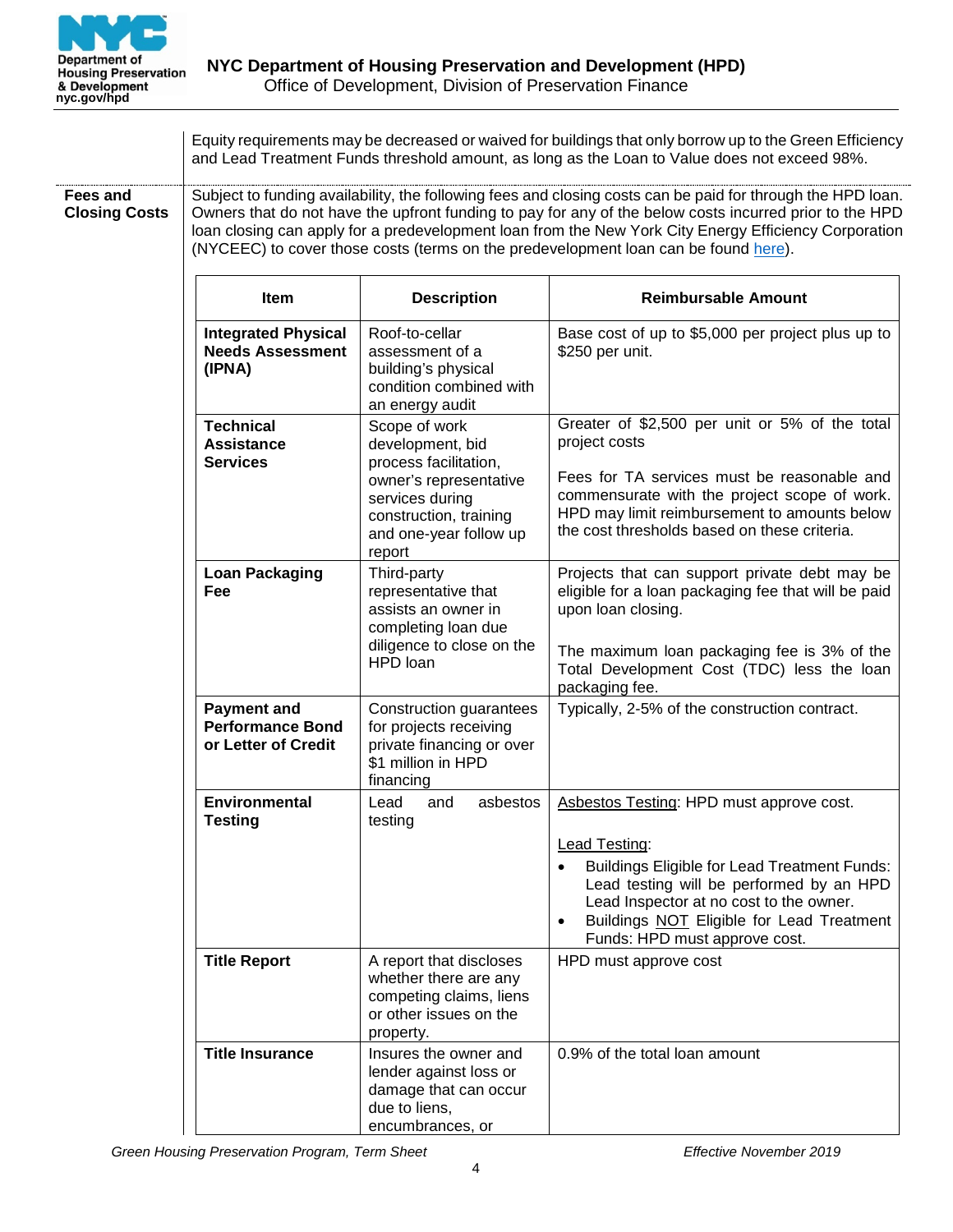Equity requirements may be decreased or waived for buildings that only borrow up to the Green Efficiency and Lead Treatment Funds threshold amount, as long as the Loan to Value does not exceed 98%.

**Fees and Closing Costs**

Subject to funding availability, the following fees and closing costs can be paid for through the HPD loan. Owners that do not have the upfront funding to pay for any of the below costs incurred prior to the HPD loan closing can apply for a predevelopment loan from the New York City Energy Efficiency Corporation (NYCEEC) to cover those costs (terms on the predevelopment loan can be found here).

| Item | Description | Reimbursable Amount |
|---|---|---|
| **Integrated Physical Needs Assessment (IPNA)** | Roof-to-cellar assessment of a building's physical condition combined with an energy audit | Base cost of up to $5,000 per project plus up to $250 per unit. |
| **Technical Assistance Services** | Scope of work development, bid process facilitation, owner's representative services during construction, training and one-year follow up report | Greater of $2,500 per unit or 5% of the total project costs<br><br>Fees for TA services must be reasonable and commensurate with the project scope of work. HPD may limit reimbursement to amounts below the cost thresholds based on these criteria. |
| **Loan Packaging Fee** | Third-party representative that assists an owner in completing loan due diligence to close on the HPD loan | Projects that can support private debt may be eligible for a loan packaging fee that will be paid upon loan closing.<br><br>The maximum loan packaging fee is 3% of the Total Development Cost (TDC) less the loan packaging fee. |
| **Payment and Performance Bond or Letter of Credit** | Construction guarantees for projects receiving private financing or over $1 million in HPD financing | Typically, 2-5% of the construction contract. |
| **Environmental Testing** | Lead and asbestos testing | Asbestos Testing: HPD must approve cost.<br><br>Lead Testing:<br>• Buildings Eligible for Lead Treatment Funds: Lead testing will be performed by an HPD Lead Inspector at no cost to the owner.<br>• Buildings NOT Eligible for Lead Treatment Funds: HPD must approve cost. |
| **Title Report** | A report that discloses whether there are any competing claims, liens or other issues on the property. | HPD must approve cost |
| **Title Insurance** | Insures the owner and lender against loss or damage that can occur due to liens, encumbrances, or | 0.9% of the total loan amount |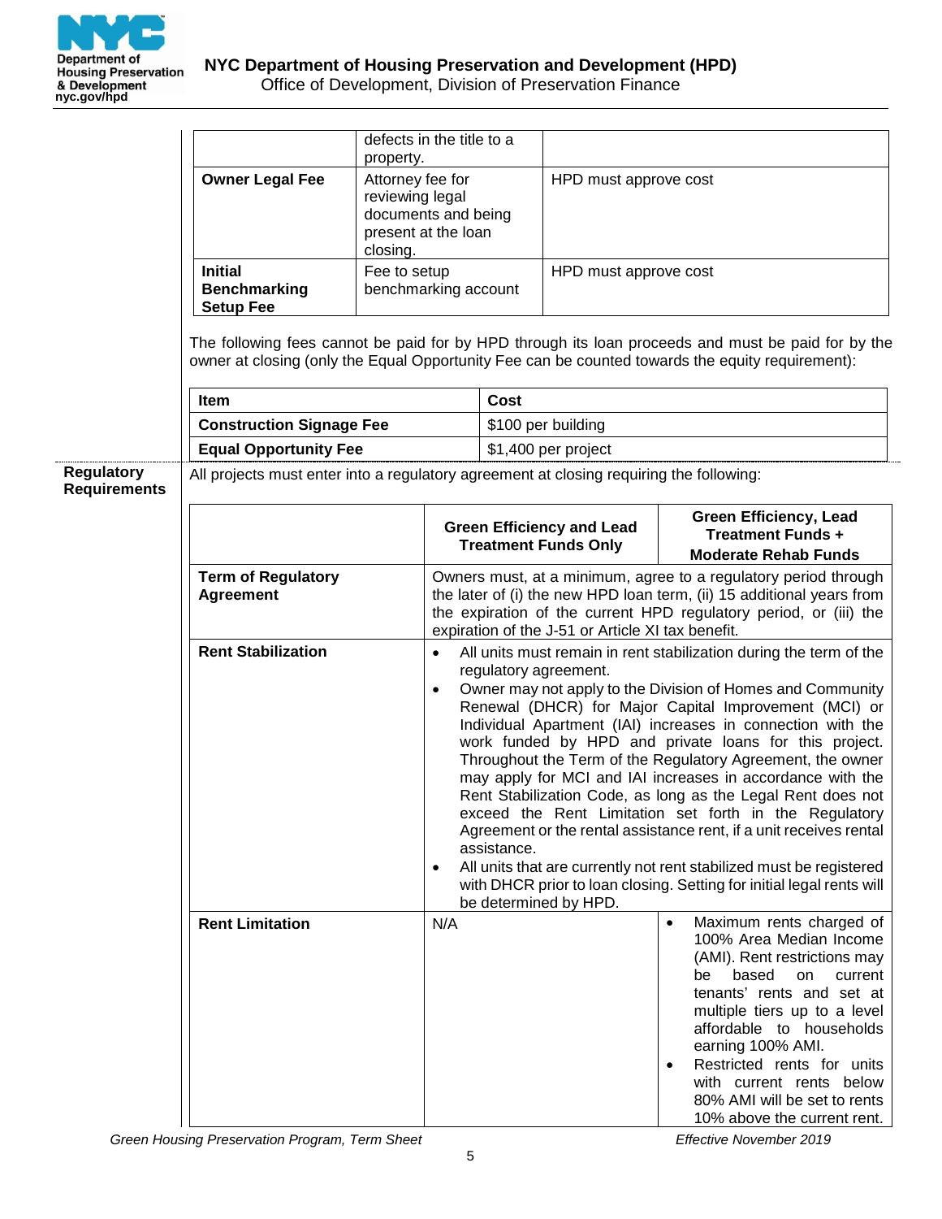| | | |
|---|---|---|
| | defects in the title to a property. | |
| **Owner Legal Fee** | Attorney fee for reviewing legal documents and being present at the loan closing. | HPD must approve cost |
| **Initial Benchmarking Setup Fee** | Fee to setup benchmarking account | HPD must approve cost |

The following fees cannot be paid for by HPD through its loan proceeds and must be paid for by the owner at closing (only the Equal Opportunity Fee can be counted towards the equity requirement):

| Item | Cost |
|---|---|
| **Construction Signage Fee** | $100 per building |
| **Equal Opportunity Fee** | $1,400 per project |

**Regulatory Requirements**

All projects must enter into a regulatory agreement at closing requiring the following:

| | Green Efficiency and Lead Treatment Funds Only | Green Efficiency, Lead Treatment Funds + Moderate Rehab Funds |
|---|---|---|
| **Term of Regulatory Agreement** | Owners must, at a minimum, agree to a regulatory period through the later of (i) the new HPD loan term, (ii) 15 additional years from the expiration of the current HPD regulatory period, or (iii) the expiration of the J-51 or Article XI tax benefit. | |
| **Rent Stabilization** | • All units must remain in rent stabilization during the term of the regulatory agreement.<br>• Owner may not apply to the Division of Homes and Community Renewal (DHCR) for Major Capital Improvement (MCI) or Individual Apartment (IAI) increases in connection with the work funded by HPD and private loans for this project. Throughout the Term of the Regulatory Agreement, the owner may apply for MCI and IAI increases in accordance with the Rent Stabilization Code, as long as the Legal Rent does not exceed the Rent Limitation set forth in the Regulatory Agreement or the rental assistance rent, if a unit receives rental assistance.<br>• All units that are currently not rent stabilized must be registered with DHCR prior to loan closing. Setting for initial legal rents will be determined by HPD. | |
| **Rent Limitation** | N/A | • Maximum rents charged of 100% Area Median Income (AMI). Rent restrictions may be based on current tenants' rents and set at multiple tiers up to a level affordable to households earning 100% AMI.<br>• Restricted rents for units with current rents below 80% AMI will be set to rents 10% above the current rent. |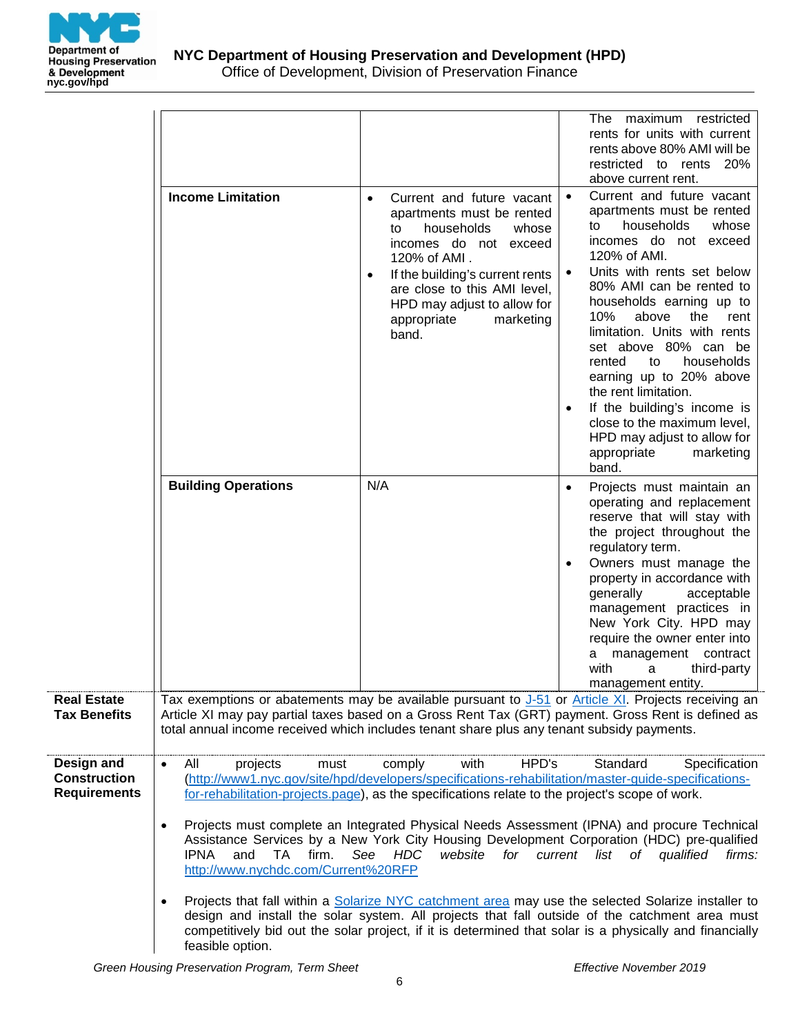| | | |
|---|---|---|
| | | The maximum restricted rents for units with current rents above 80% AMI will be restricted to rents 20% above current rent. |
| **Income Limitation** | • Current and future vacant apartments must be rented to households whose incomes do not exceed 120% of AMI .<br>• If the building's current rents are close to this AMI level, HPD may adjust to allow for appropriate marketing band. | • Current and future vacant apartments must be rented to households whose incomes do not exceed 120% of AMI.<br>• Units with rents set below 80% AMI can be rented to households earning up to 10% above the rent limitation. Units with rents set above 80% can be rented to households earning up to 20% above the rent limitation.<br>• If the building's income is close to the maximum level, HPD may adjust to allow for appropriate marketing band. |
| **Building Operations** | N/A | • Projects must maintain an operating and replacement reserve that will stay with the project throughout the regulatory term.<br>• Owners must manage the property in accordance with generally acceptable management practices in New York City. HPD may require the owner enter into a management contract with a third-party management entity. |

**Real Estate Tax Benefits**

Tax exemptions or abatements may be available pursuant to J-51 or Article XI. Projects receiving an Article XI may pay partial taxes based on a Gross Rent Tax (GRT) payment. Gross Rent is defined as total annual income received which includes tenant share plus any tenant subsidy payments.

**Design and Construction Requirements**

- All projects must comply with HPD's Standard Specification (http://www1.nyc.gov/site/hpd/developers/specifications-rehabilitation/master-guide-specifications-for-rehabilitation-projects.page), as the specifications relate to the project's scope of work.

- Projects must complete an Integrated Physical Needs Assessment (IPNA) and procure Technical Assistance Services by a New York City Housing Development Corporation (HDC) pre-qualified IPNA and TA firm. *See HDC website for current list of qualified firms:* http://www.nychdc.com/Current%20RFP

- Projects that fall within a Solarize NYC catchment area may use the selected Solarize installer to design and install the solar system. All projects that fall outside of the catchment area must competitively bid out the solar project, if it is determined that solar is a physically and financially feasible option.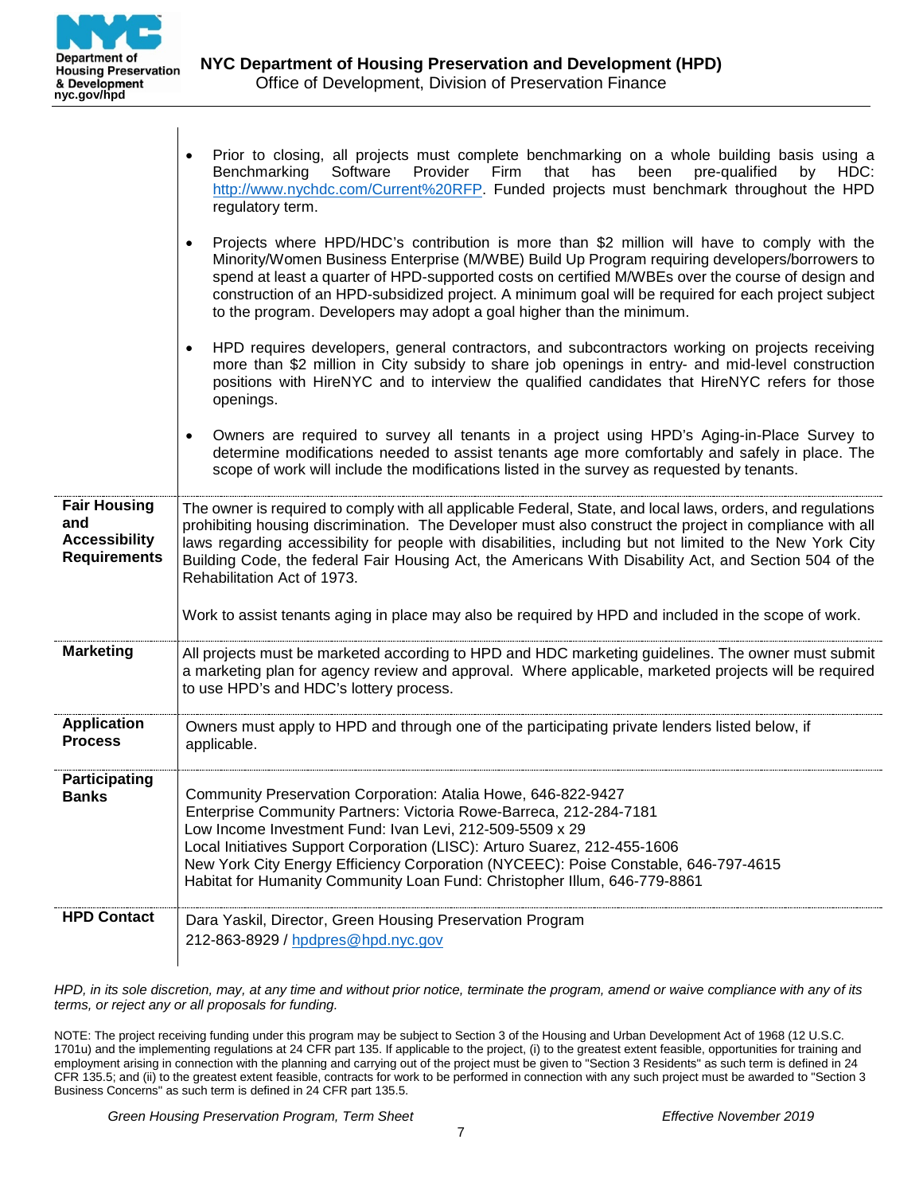|  |  |
|---|---|
|  | • Prior to closing, all projects must complete benchmarking on a whole building basis using a Benchmarking Software Provider Firm that has been pre-qualified by HDC: http://www.nychdc.com/Current%20RFP. Funded projects must benchmark throughout the HPD regulatory term.<br><br>• Projects where HPD/HDC's contribution is more than $2 million will have to comply with the Minority/Women Business Enterprise (M/WBE) Build Up Program requiring developers/borrowers to spend at least a quarter of HPD-supported costs on certified M/WBEs over the course of design and construction of an HPD-subsidized project. A minimum goal will be required for each project subject to the program. Developers may adopt a goal higher than the minimum.<br><br>• HPD requires developers, general contractors, and subcontractors working on projects receiving more than $2 million in City subsidy to share job openings in entry- and mid-level construction positions with HireNYC and to interview the qualified candidates that HireNYC refers for those openings.<br><br>• Owners are required to survey all tenants in a project using HPD's Aging-in-Place Survey to determine modifications needed to assist tenants age more comfortably and safely in place. The scope of work will include the modifications listed in the survey as requested by tenants. |
| **Fair Housing and Accessibility Requirements** | The owner is required to comply with all applicable Federal, State, and local laws, orders, and regulations prohibiting housing discrimination. The Developer must also construct the project in compliance with all laws regarding accessibility for people with disabilities, including but not limited to the New York City Building Code, the federal Fair Housing Act, the Americans With Disability Act, and Section 504 of the Rehabilitation Act of 1973.<br><br>Work to assist tenants aging in place may also be required by HPD and included in the scope of work. |
| **Marketing** | All projects must be marketed according to HPD and HDC marketing guidelines. The owner must submit a marketing plan for agency review and approval. Where applicable, marketed projects will be required to use HPD's and HDC's lottery process. |
| **Application Process** | Owners must apply to HPD and through one of the participating private lenders listed below, if applicable. |
| **Participating Banks** | Community Preservation Corporation: Atalia Howe, 646-822-9427<br>Enterprise Community Partners: Victoria Rowe-Barreca, 212-284-7181<br>Low Income Investment Fund: Ivan Levi, 212-509-5509 x 29<br>Local Initiatives Support Corporation (LISC): Arturo Suarez, 212-455-1606<br>New York City Energy Efficiency Corporation (NYCEEC): Poise Constable, 646-797-4615<br>Habitat for Humanity Community Loan Fund: Christopher Illum, 646-779-8861 |
| **HPD Contact** | Dara Yaskil, Director, Green Housing Preservation Program<br>212-863-8929 / hpdpres@hpd.nyc.gov |

*HPD, in its sole discretion, may, at any time and without prior notice, terminate the program, amend or waive compliance with any of its terms, or reject any or all proposals for funding.*

NOTE: The project receiving funding under this program may be subject to Section 3 of the Housing and Urban Development Act of 1968 (12 U.S.C. 1701u) and the implementing regulations at 24 CFR part 135. If applicable to the project, (i) to the greatest extent feasible, opportunities for training and employment arising in connection with the planning and carrying out of the project must be given to "Section 3 Residents" as such term is defined in 24 CFR 135.5; and (ii) to the greatest extent feasible, contracts for work to be performed in connection with any such project must be awarded to "Section 3 Business Concerns" as such term is defined in 24 CFR part 135.5.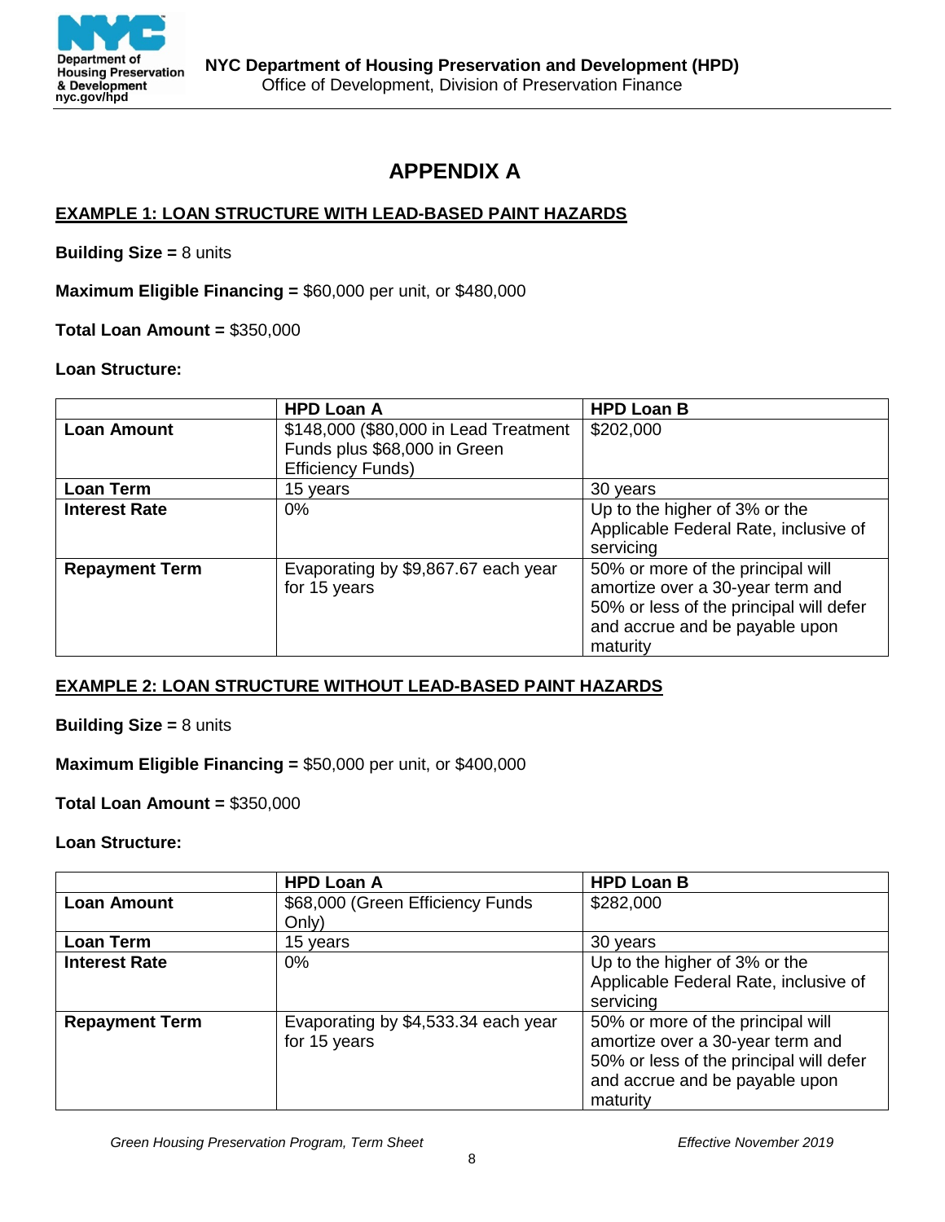# APPENDIX A

## EXAMPLE 1: LOAN STRUCTURE WITH LEAD-BASED PAINT HAZARDS

**Building Size =** 8 units

**Maximum Eligible Financing =** $60,000 per unit, or $480,000

**Total Loan Amount =** $350,000

**Loan Structure:**

| | HPD Loan A | HPD Loan B |
|---|---|---|
| **Loan Amount** | $148,000 ($80,000 in Lead Treatment Funds plus $68,000 in Green Efficiency Funds) | $202,000 |
| **Loan Term** | 15 years | 30 years |
| **Interest Rate** | 0% | Up to the higher of 3% or the Applicable Federal Rate, inclusive of servicing |
| **Repayment Term** | Evaporating by $9,867.67 each year for 15 years | 50% or more of the principal will amortize over a 30-year term and 50% or less of the principal will defer and accrue and be payable upon maturity |

## EXAMPLE 2: LOAN STRUCTURE WITHOUT LEAD-BASED PAINT HAZARDS

**Building Size =** 8 units

**Maximum Eligible Financing =** $50,000 per unit, or $400,000

**Total Loan Amount =** $350,000

**Loan Structure:**

| | HPD Loan A | HPD Loan B |
|---|---|---|
| **Loan Amount** | $68,000 (Green Efficiency Funds Only) | $282,000 |
| **Loan Term** | 15 years | 30 years |
| **Interest Rate** | 0% | Up to the higher of 3% or the Applicable Federal Rate, inclusive of servicing |
| **Repayment Term** | Evaporating by $4,533.34 each year for 15 years | 50% or more of the principal will amortize over a 30-year term and 50% or less of the principal will defer and accrue and be payable upon maturity |